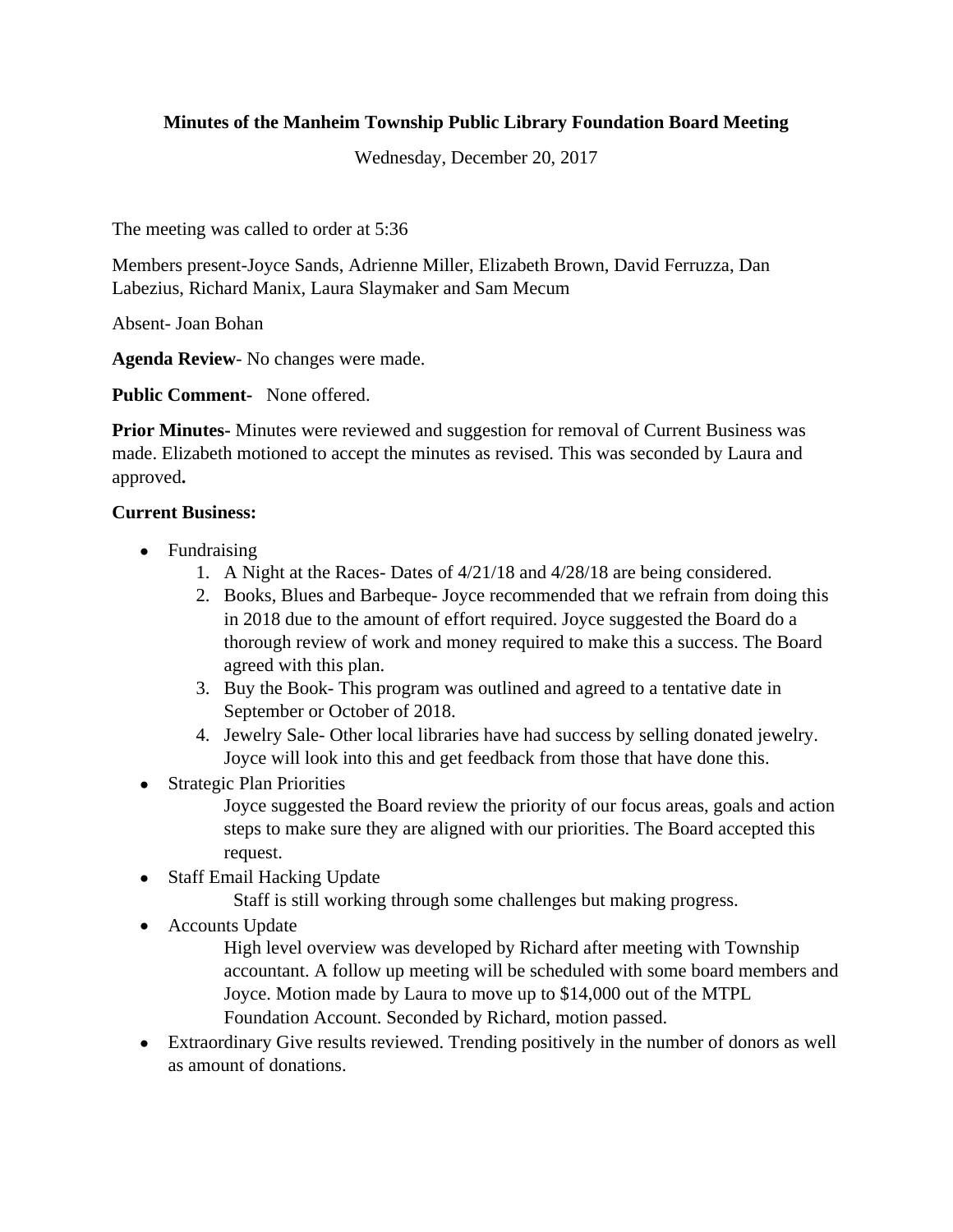**Minutes of the Manheim Township Public Library Foundation Board Meeting**

Wednesday, December 20, 2017

The meeting was called to order at 5:36

Members present-Joyce Sands, Adrienne Miller, Elizabeth Brown, David Ferruzza, Dan Labezius, Richard Manix, Laura Slaymaker and Sam Mecum

Absent- Joan Bohan

**Agenda Review**- No changes were made.

**Public Comment**- None offered.

**Prior Minutes**- Minutes were reviewed and suggestion for removal of Current Business was made. Elizabeth motioned to accept the minutes as revised. This was seconded by Laura and approved**.**

**Current Business:**

- Fundraising
  1. A Night at the Races- Dates of 4/21/18 and 4/28/18 are being considered.
  2. Books, Blues and Barbeque- Joyce recommended that we refrain from doing this in 2018 due to the amount of effort required. Joyce suggested the Board do a thorough review of work and money required to make this a success. The Board agreed with this plan.
  3. Buy the Book- This program was outlined and agreed to a tentative date in September or October of 2018.
  4. Jewelry Sale- Other local libraries have had success by selling donated jewelry. Joyce will look into this and get feedback from those that have done this.
- Strategic Plan Priorities

  Joyce suggested the Board review the priority of our focus areas, goals and action steps to make sure they are aligned with our priorities. The Board accepted this request.
- Staff Email Hacking Update

  Staff is still working through some challenges but making progress.
- Accounts Update

  High level overview was developed by Richard after meeting with Township accountant. A follow up meeting will be scheduled with some board members and Joyce. Motion made by Laura to move up to $14,000 out of the MTPL Foundation Account. Seconded by Richard, motion passed.
- Extraordinary Give results reviewed. Trending positively in the number of donors as well as amount of donations.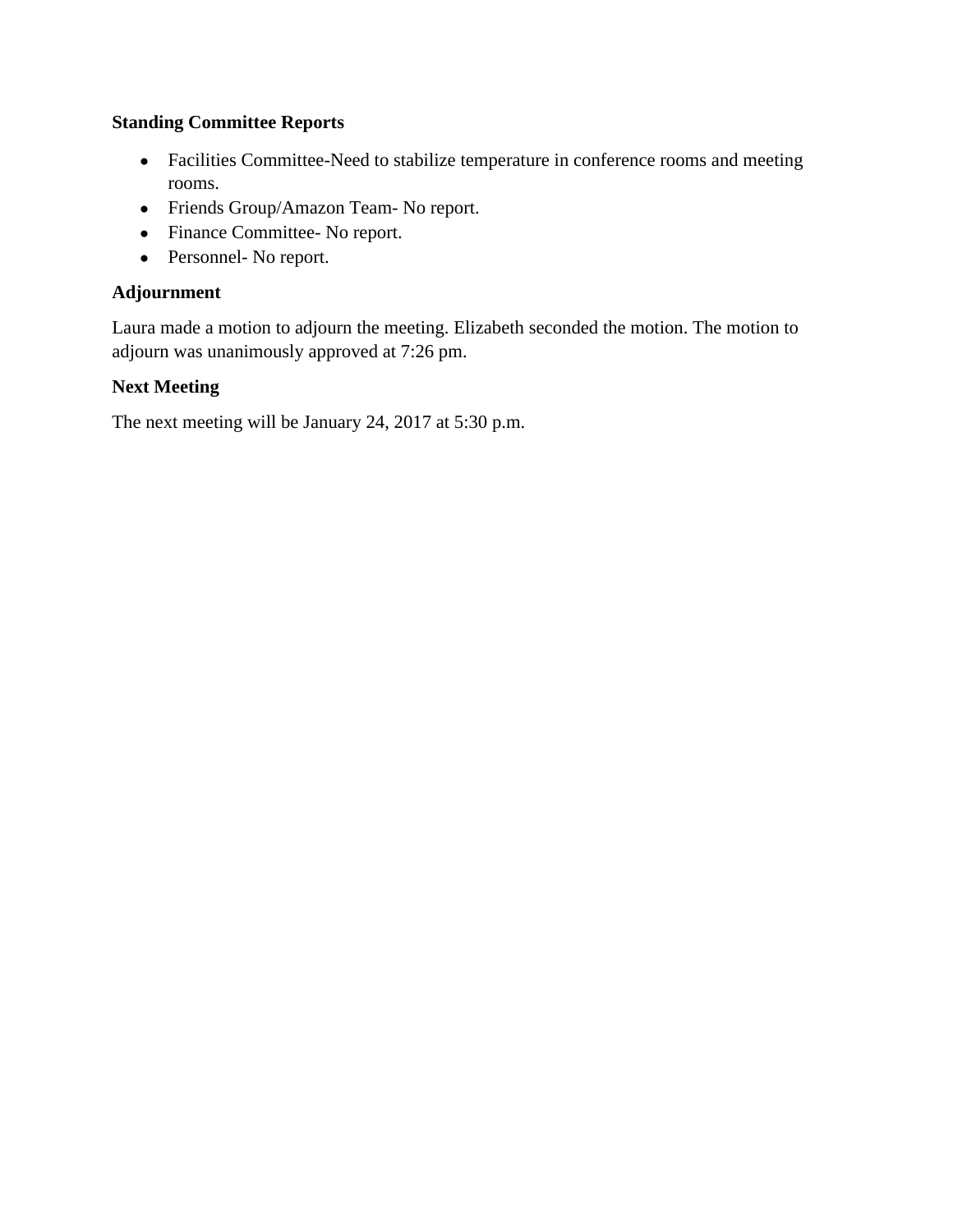**Standing Committee Reports**

- Facilities Committee-Need to stabilize temperature in conference rooms and meeting rooms.
- Friends Group/Amazon Team- No report.
- Finance Committee- No report.
- Personnel- No report.

**Adjournment**

Laura made a motion to adjourn the meeting. Elizabeth seconded the motion. The motion to adjourn was unanimously approved at 7:26 pm.

**Next Meeting**

The next meeting will be January 24, 2017 at 5:30 p.m.